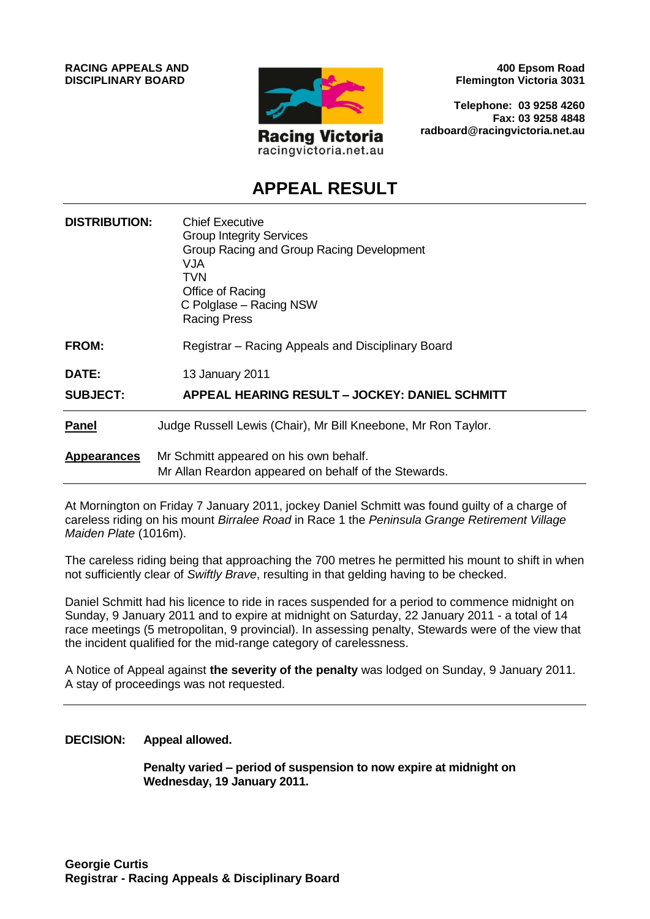**RACING APPEALS AND DISCIPLINARY BOARD**

Racing Victoria
racingvictoria.net.au

**400 Epsom Road**
**Flemington Victoria 3031**

**Telephone: 03 9258 4260**
**Fax: 03 9258 4848**
**radboard@racingvictoria.net.au**

# APPEAL RESULT

**DISTRIBUTION:** Chief Executive
Group Integrity Services
Group Racing and Group Racing Development
VJA
TVN
Office of Racing
C Polglase – Racing NSW
Racing Press

**FROM:** Registrar – Racing Appeals and Disciplinary Board

**DATE:** 13 January 2011

**SUBJECT:** **APPEAL HEARING RESULT – JOCKEY: DANIEL SCHMITT**

---

**Panel** Judge Russell Lewis (Chair), Mr Bill Kneebone, Mr Ron Taylor.

**Appearances** Mr Schmitt appeared on his own behalf.
Mr Allan Reardon appeared on behalf of the Stewards.

---

At Mornington on Friday 7 January 2011, jockey Daniel Schmitt was found guilty of a charge of careless riding on his mount *Birralee Road* in Race 1 the *Peninsula Grange Retirement Village Maiden Plate* (1016m).

The careless riding being that approaching the 700 metres he permitted his mount to shift in when not sufficiently clear of *Swiftly Brave*, resulting in that gelding having to be checked.

Daniel Schmitt had his licence to ride in races suspended for a period to commence midnight on Sunday, 9 January 2011 and to expire at midnight on Saturday, 22 January 2011 - a total of 14 race meetings (5 metropolitan, 9 provincial). In assessing penalty, Stewards were of the view that the incident qualified for the mid-range category of carelessness.

A Notice of Appeal against **the severity of the penalty** was lodged on Sunday, 9 January 2011. A stay of proceedings was not requested.

---

**DECISION:** **Appeal allowed.**

**Penalty varied – period of suspension to now expire at midnight on Wednesday, 19 January 2011.**

**Georgie Curtis**
**Registrar - Racing Appeals & Disciplinary Board**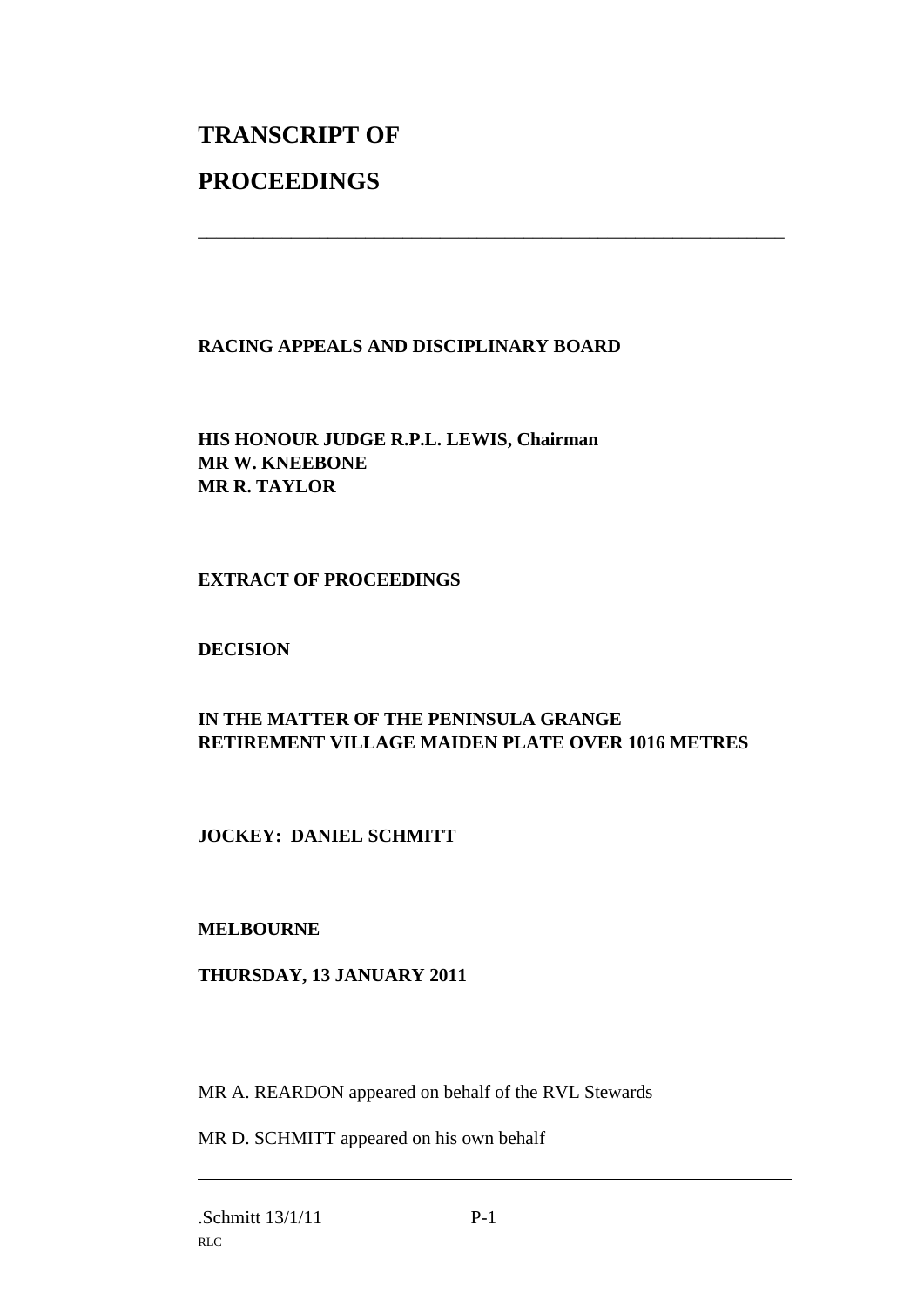# TRANSCRIPT OF

# PROCEEDINGS

---

**RACING APPEALS AND DISCIPLINARY BOARD**

**HIS HONOUR JUDGE R.P.L. LEWIS, Chairman**
**MR W. KNEEBONE**
**MR R. TAYLOR**

**EXTRACT OF PROCEEDINGS**

**DECISION**

**IN THE MATTER OF THE PENINSULA GRANGE RETIREMENT VILLAGE MAIDEN PLATE OVER 1016 METRES**

**JOCKEY: DANIEL SCHMITT**

**MELBOURNE**

**THURSDAY, 13 JANUARY 2011**

MR A. REARDON appeared on behalf of the RVL Stewards

MR D. SCHMITT appeared on his own behalf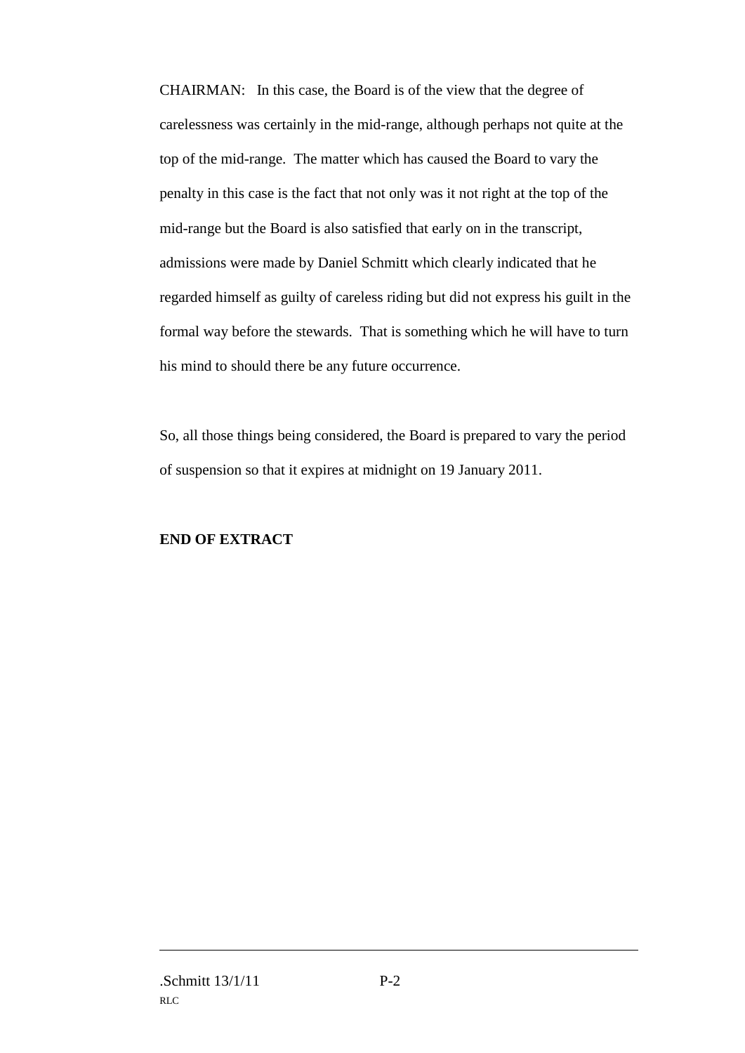CHAIRMAN: In this case, the Board is of the view that the degree of carelessness was certainly in the mid-range, although perhaps not quite at the top of the mid-range. The matter which has caused the Board to vary the penalty in this case is the fact that not only was it not right at the top of the mid-range but the Board is also satisfied that early on in the transcript, admissions were made by Daniel Schmitt which clearly indicated that he regarded himself as guilty of careless riding but did not express his guilt in the formal way before the stewards. That is something which he will have to turn his mind to should there be any future occurrence.

So, all those things being considered, the Board is prepared to vary the period of suspension so that it expires at midnight on 19 January 2011.

**END OF EXTRACT**